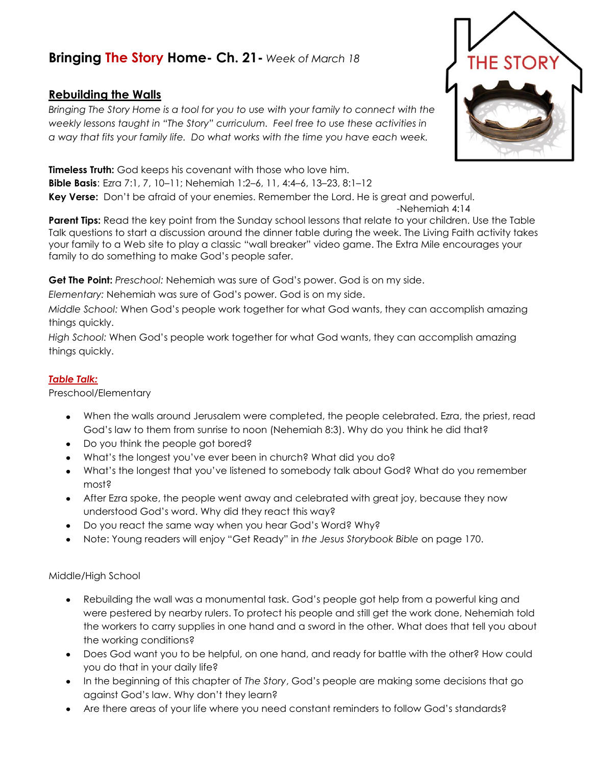# Bringing The Story Home- Ch. 21- *Week of March 18*

## Rebuilding the Walls

*Bringing The Story Home is a tool for you to use with your family to connect with the weekly lessons taught in "The Story" curriculum. Feel free to use these activities in a way that fits your family life. Do what works with the time you have each week.*

**Timeless Truth:** God keeps his covenant with those who love him.
**Bible Basis**: Ezra 7:1, 7, 10–11; Nehemiah 1:2–6, 11, 4:4–6, 13–23, 8:1–12
**Key Verse:** Don't be afraid of your enemies. Remember the Lord. He is great and powerful.
-Nehemiah 4:14

**Parent Tips:** Read the key point from the Sunday school lessons that relate to your children. Use the Table Talk questions to start a discussion around the dinner table during the week. The Living Faith activity takes your family to a Web site to play a classic "wall breaker" video game. The Extra Mile encourages your family to do something to make God's people safer.

**Get The Point:** *Preschool:* Nehemiah was sure of God's power. God is on my side.

*Elementary:* Nehemiah was sure of God's power. God is on my side.

*Middle School:* When God's people work together for what God wants, they can accomplish amazing things quickly.

*High School:* When God's people work together for what God wants, they can accomplish amazing things quickly.

### *Table Talk:*

Preschool/Elementary

- When the walls around Jerusalem were completed, the people celebrated. Ezra, the priest, read God's law to them from sunrise to noon (Nehemiah 8:3). Why do you think he did that?
- Do you think the people got bored?
- What's the longest you've ever been in church? What did you do?
- What's the longest that you've listened to somebody talk about God? What do you remember most?
- After Ezra spoke, the people went away and celebrated with great joy, because they now understood God's word. Why did they react this way?
- Do you react the same way when you hear God's Word? Why?
- Note: Young readers will enjoy "Get Ready" in *the Jesus Storybook Bible* on page 170.

Middle/High School

- Rebuilding the wall was a monumental task. God's people got help from a powerful king and were pestered by nearby rulers. To protect his people and still get the work done, Nehemiah told the workers to carry supplies in one hand and a sword in the other. What does that tell you about the working conditions?
- Does God want you to be helpful, on one hand, and ready for battle with the other? How could you do that in your daily life?
- In the beginning of this chapter of *The Story*, God's people are making some decisions that go against God's law. Why don't they learn?
- Are there areas of your life where you need constant reminders to follow God's standards?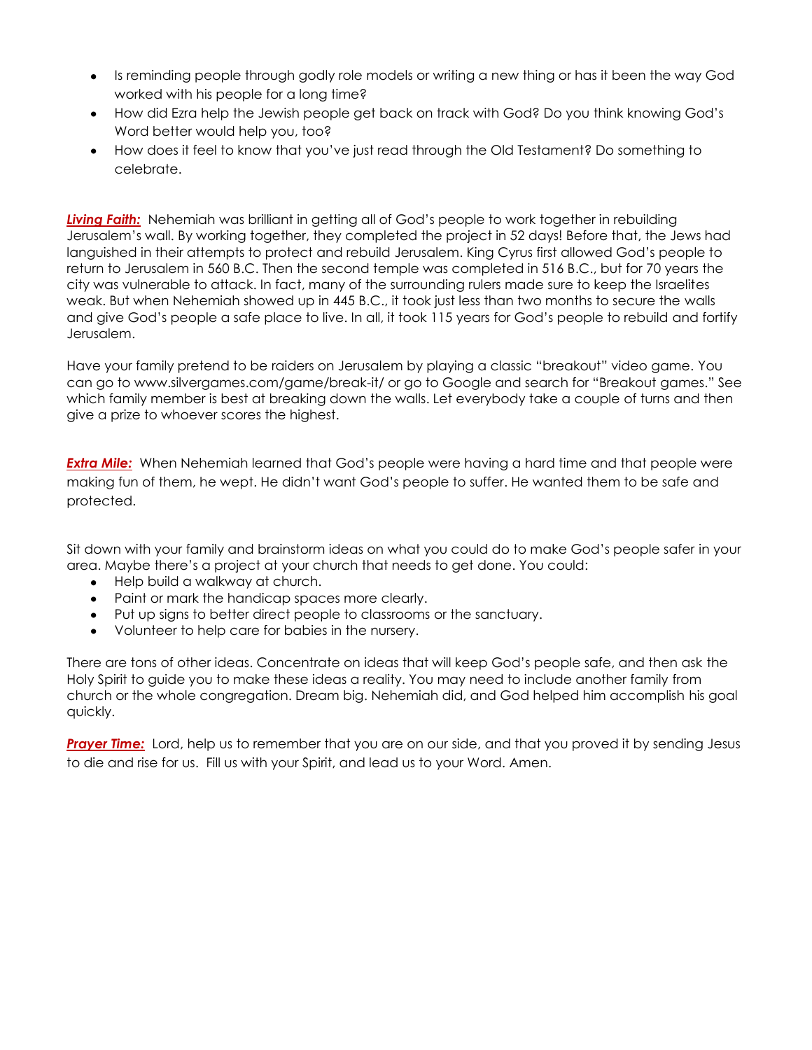- Is reminding people through godly role models or writing a new thing or has it been the way God worked with his people for a long time?
- How did Ezra help the Jewish people get back on track with God? Do you think knowing God's Word better would help you, too?
- How does it feel to know that you've just read through the Old Testament? Do something to celebrate.

***Living Faith:*** Nehemiah was brilliant in getting all of God's people to work together in rebuilding Jerusalem's wall. By working together, they completed the project in 52 days! Before that, the Jews had languished in their attempts to protect and rebuild Jerusalem. King Cyrus first allowed God's people to return to Jerusalem in 560 B.C. Then the second temple was completed in 516 B.C., but for 70 years the city was vulnerable to attack. In fact, many of the surrounding rulers made sure to keep the Israelites weak. But when Nehemiah showed up in 445 B.C., it took just less than two months to secure the walls and give God's people a safe place to live. In all, it took 115 years for God's people to rebuild and fortify Jerusalem.

Have your family pretend to be raiders on Jerusalem by playing a classic "breakout" video game. You can go to www.silvergames.com/game/break-it/ or go to Google and search for "Breakout games." See which family member is best at breaking down the walls. Let everybody take a couple of turns and then give a prize to whoever scores the highest.

***Extra Mile:*** When Nehemiah learned that God's people were having a hard time and that people were making fun of them, he wept. He didn't want God's people to suffer. He wanted them to be safe and protected.

Sit down with your family and brainstorm ideas on what you could do to make God's people safer in your area. Maybe there's a project at your church that needs to get done. You could:

- Help build a walkway at church.
- Paint or mark the handicap spaces more clearly.
- Put up signs to better direct people to classrooms or the sanctuary.
- Volunteer to help care for babies in the nursery.

There are tons of other ideas. Concentrate on ideas that will keep God's people safe, and then ask the Holy Spirit to guide you to make these ideas a reality. You may need to include another family from church or the whole congregation. Dream big. Nehemiah did, and God helped him accomplish his goal quickly.

***Prayer Time:*** Lord, help us to remember that you are on our side, and that you proved it by sending Jesus to die and rise for us. Fill us with your Spirit, and lead us to your Word. Amen.